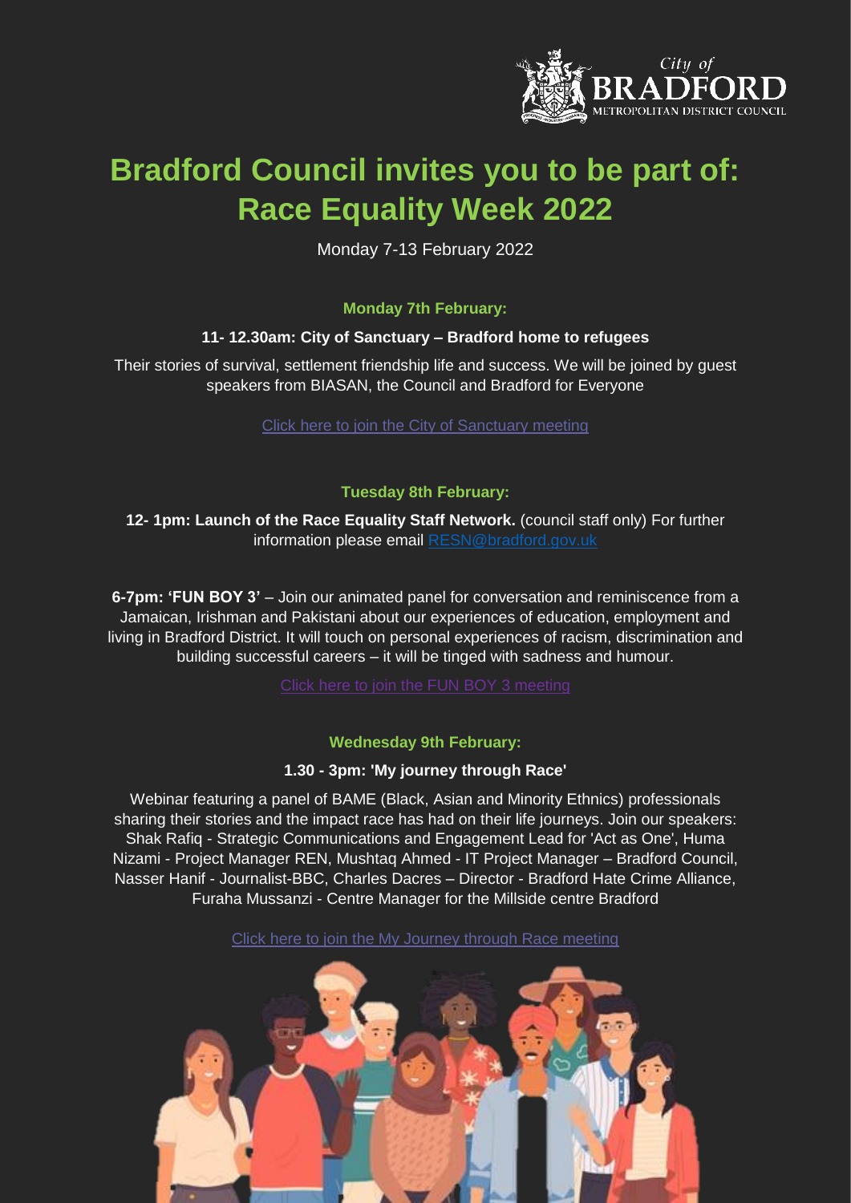# Bradford Council invites you to be part of: Race Equality Week 2022

Monday 7-13 February 2022

### Monday 7th February:

**11- 12.30am: City of Sanctuary – Bradford home to refugees**

Their stories of survival, settlement friendship life and success. We will be joined by guest speakers from BIASAN, the Council and Bradford for Everyone

Click here to join the City of Sanctuary meeting

### Tuesday 8th February:

**12- 1pm: Launch of the Race Equality Staff Network.** (council staff only) For further information please email RESN@bradford.gov.uk

**6-7pm: 'FUN BOY 3'** – Join our animated panel for conversation and reminiscence from a Jamaican, Irishman and Pakistani about our experiences of education, employment and living in Bradford District. It will touch on personal experiences of racism, discrimination and building successful careers – it will be tinged with sadness and humour.

Click here to join the FUN BOY 3 meeting

### Wednesday 9th February:

**1.30 - 3pm: 'My journey through Race'**

Webinar featuring a panel of BAME (Black, Asian and Minority Ethnics) professionals sharing their stories and the impact race has had on their life journeys. Join our speakers: Shak Rafiq - Strategic Communications and Engagement Lead for 'Act as One', Huma Nizami - Project Manager REN, Mushtaq Ahmed - IT Project Manager – Bradford Council, Nasser Hanif - Journalist-BBC, Charles Dacres – Director - Bradford Hate Crime Alliance, Furaha Mussanzi - Centre Manager for the Millside centre Bradford

Click here to join the My Journey through Race meeting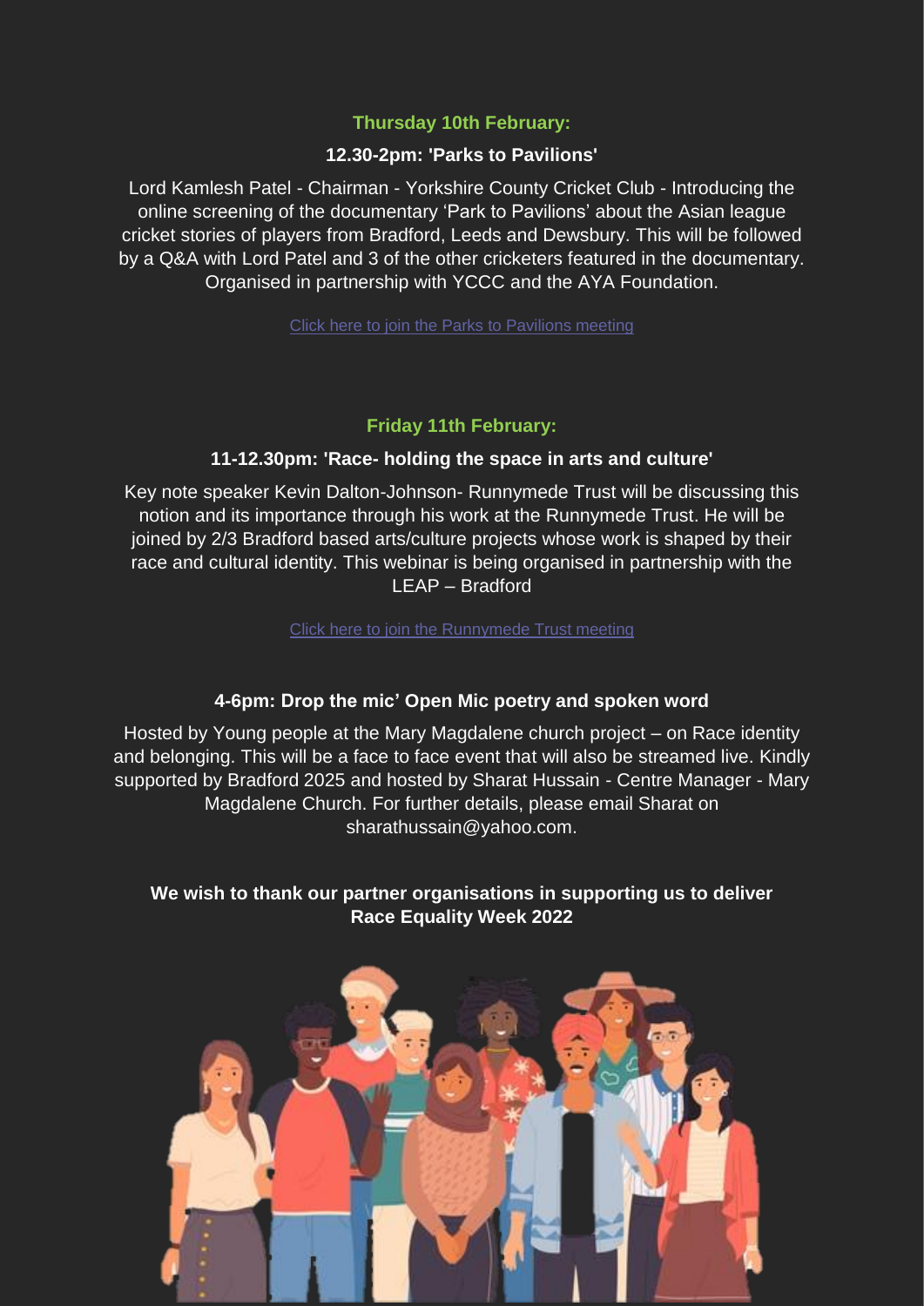### Thursday 10th February:

**12.30-2pm: 'Parks to Pavilions'**

Lord Kamlesh Patel - Chairman - Yorkshire County Cricket Club - Introducing the online screening of the documentary 'Park to Pavilions' about the Asian league cricket stories of players from Bradford, Leeds and Dewsbury. This will be followed by a Q&A with Lord Patel and 3 of the other cricketers featured in the documentary. Organised in partnership with YCCC and the AYA Foundation.

Click here to join the Parks to Pavilions meeting

### Friday 11th February:

**11-12.30pm: 'Race- holding the space in arts and culture'**

Key note speaker Kevin Dalton-Johnson- Runnymede Trust will be discussing this notion and its importance through his work at the Runnymede Trust. He will be joined by 2/3 Bradford based arts/culture projects whose work is shaped by their race and cultural identity. This webinar is being organised in partnership with the LEAP – Bradford

Click here to join the Runnymede Trust meeting

**4-6pm: Drop the mic' Open Mic poetry and spoken word**

Hosted by Young people at the Mary Magdalene church project – on Race identity and belonging. This will be a face to face event that will also be streamed live. Kindly supported by Bradford 2025 and hosted by Sharat Hussain - Centre Manager - Mary Magdalene Church. For further details, please email Sharat on sharathussain@yahoo.com.

**We wish to thank our partner organisations in supporting us to deliver Race Equality Week 2022**